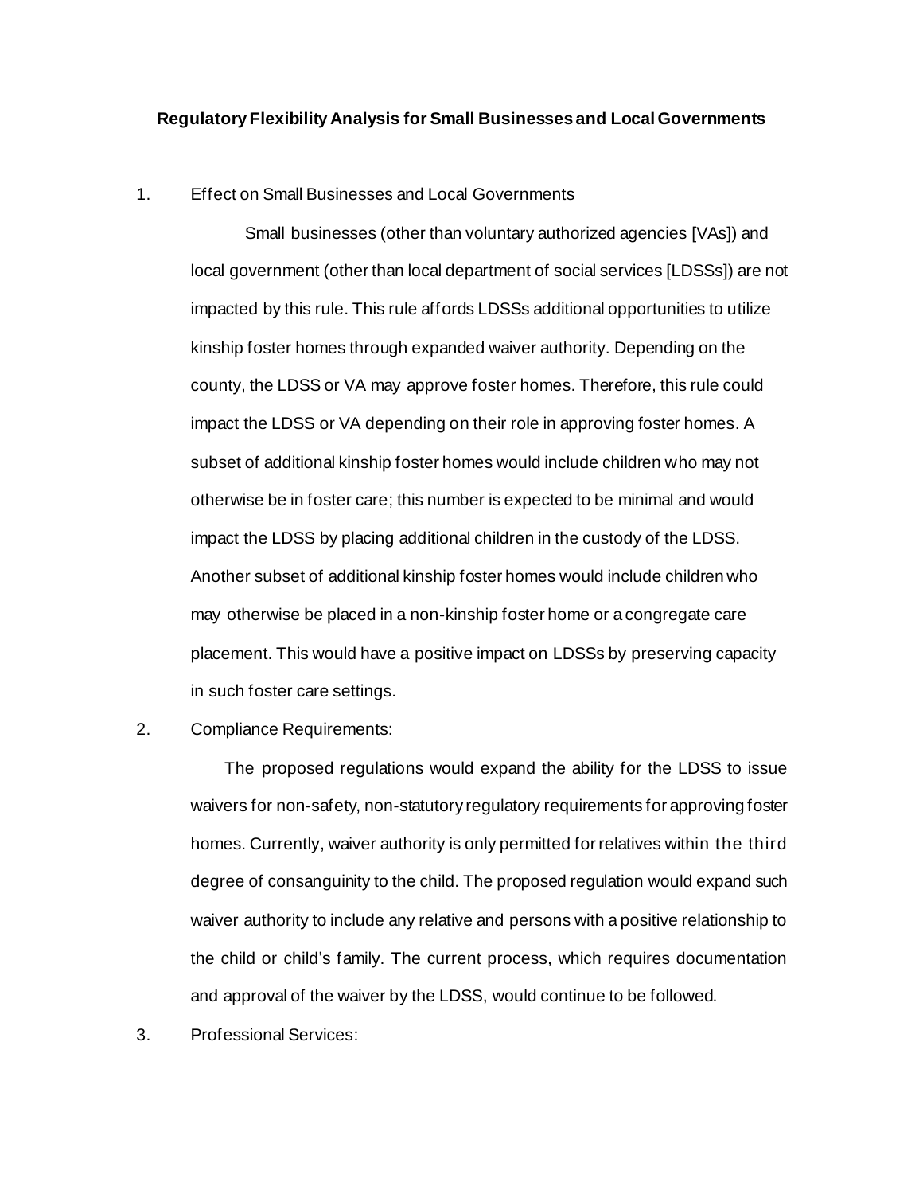**Regulatory Flexibility Analysis for Small Businesses and Local Governments**

1. Effect on Small Businesses and Local Governments

   Small businesses (other than voluntary authorized agencies [VAs]) and local government (other than local department of social services [LDSSs]) are not impacted by this rule. This rule affords LDSSs additional opportunities to utilize kinship foster homes through expanded waiver authority. Depending on the county, the LDSS or VA may approve foster homes. Therefore, this rule could impact the LDSS or VA depending on their role in approving foster homes. A subset of additional kinship foster homes would include children who may not otherwise be in foster care; this number is expected to be minimal and would impact the LDSS by placing additional children in the custody of the LDSS. Another subset of additional kinship foster homes would include children who may otherwise be placed in a non-kinship foster home or a congregate care placement. This would have a positive impact on LDSSs by preserving capacity in such foster care settings.

2. Compliance Requirements:

   The proposed regulations would expand the ability for the LDSS to issue waivers for non-safety, non-statutory regulatory requirements for approving foster homes. Currently, waiver authority is only permitted for relatives within the third degree of consanguinity to the child. The proposed regulation would expand such waiver authority to include any relative and persons with a positive relationship to the child or child's family. The current process, which requires documentation and approval of the waiver by the LDSS, would continue to be followed.

3. Professional Services: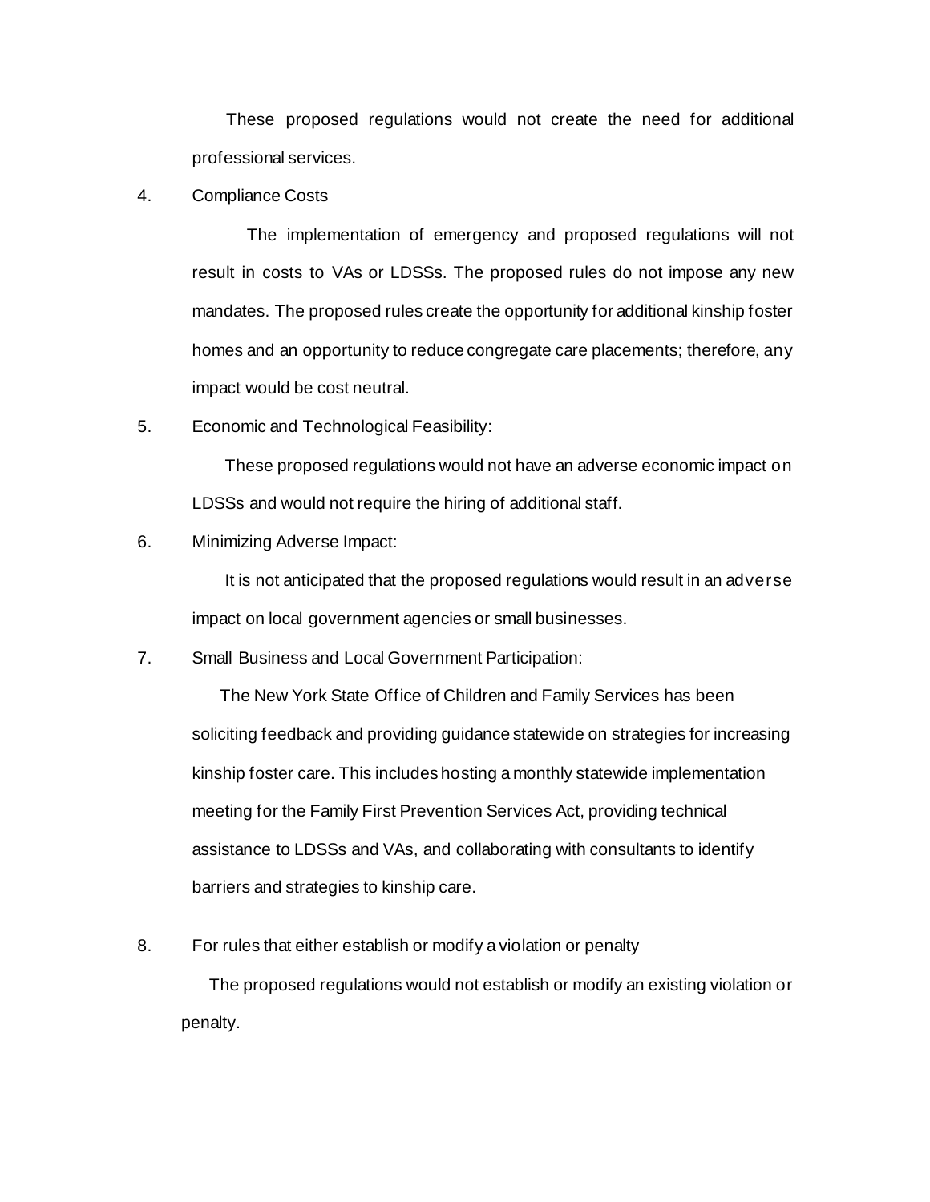These proposed regulations would not create the need for additional professional services.

4. Compliance Costs

The implementation of emergency and proposed regulations will not result in costs to VAs or LDSSs. The proposed rules do not impose any new mandates. The proposed rules create the opportunity for additional kinship foster homes and an opportunity to reduce congregate care placements; therefore, any impact would be cost neutral.

5. Economic and Technological Feasibility:

These proposed regulations would not have an adverse economic impact on LDSSs and would not require the hiring of additional staff.

6. Minimizing Adverse Impact:

It is not anticipated that the proposed regulations would result in an adverse impact on local government agencies or small businesses.

7. Small Business and Local Government Participation:

The New York State Office of Children and Family Services has been soliciting feedback and providing guidance statewide on strategies for increasing kinship foster care. This includes hosting a monthly statewide implementation meeting for the Family First Prevention Services Act, providing technical assistance to LDSSs and VAs, and collaborating with consultants to identify barriers and strategies to kinship care.

8. For rules that either establish or modify a violation or penalty

The proposed regulations would not establish or modify an existing violation or penalty.